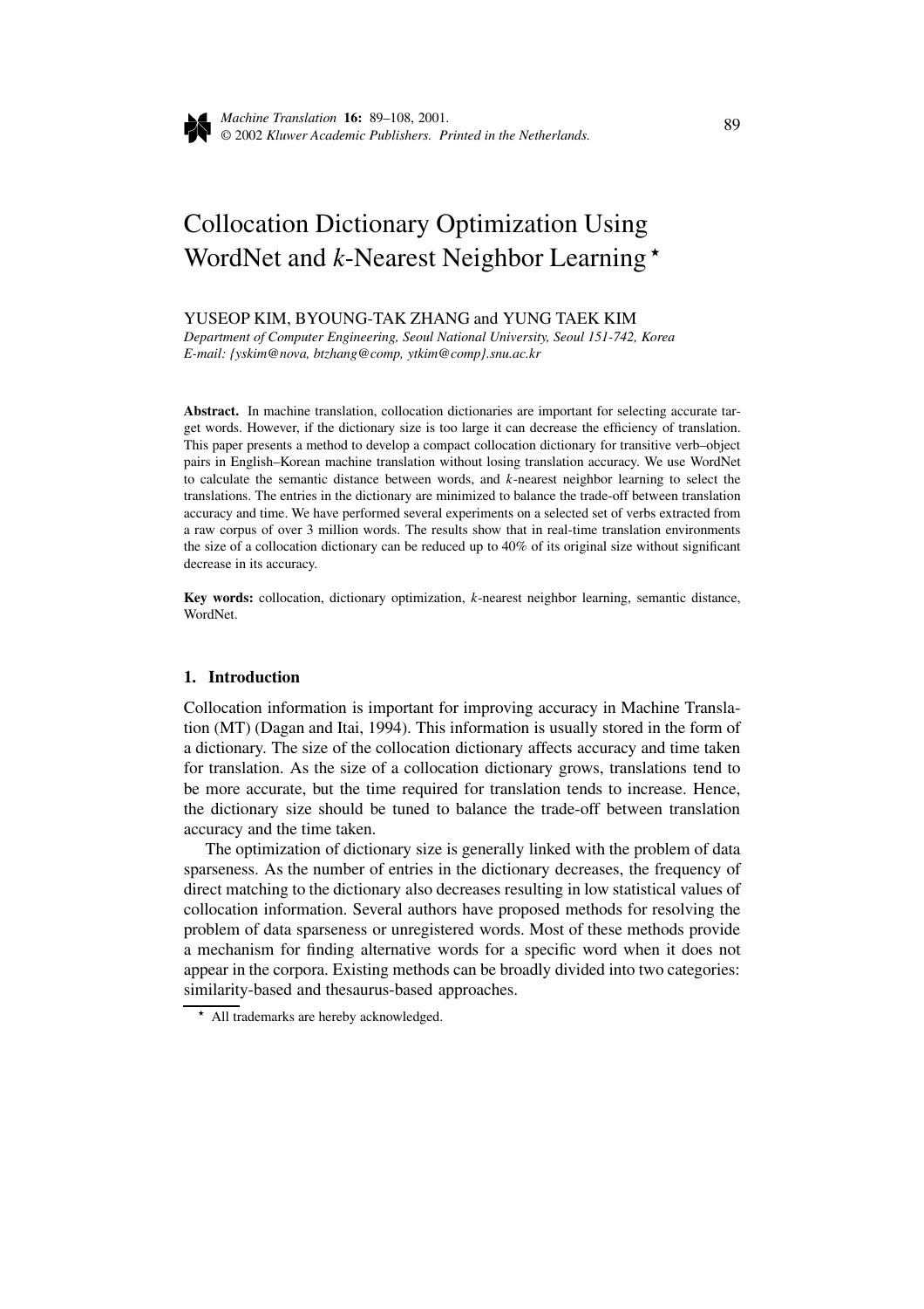# Collocation Dictionary Optimization Using WordNet and *k*-Nearest Neighbor Learning ⋆

YUSEOP KIM, BYOUNG-TAK ZHANG and YUNG TAEK KIM

*Department of Computer Engineering, Seoul National University, Seoul 151-742, Korea*
*E-mail: {yskim@nova, btzhang@comp, ytkim@comp}.snu.ac.kr*

**Abstract.** In machine translation, collocation dictionaries are important for selecting accurate target words. However, if the dictionary size is too large it can decrease the efficiency of translation. This paper presents a method to develop a compact collocation dictionary for transitive verb–object pairs in English–Korean machine translation without losing translation accuracy. We use WordNet to calculate the semantic distance between words, and *k*-nearest neighbor learning to select the translations. The entries in the dictionary are minimized to balance the trade-off between translation accuracy and time. We have performed several experiments on a selected set of verbs extracted from a raw corpus of over 3 million words. The results show that in real-time translation environments the size of a collocation dictionary can be reduced up to 40% of its original size without significant decrease in its accuracy.

**Key words:** collocation, dictionary optimization, *k*-nearest neighbor learning, semantic distance, WordNet.

## 1. Introduction

Collocation information is important for improving accuracy in Machine Translation (MT) (Dagan and Itai, 1994). This information is usually stored in the form of a dictionary. The size of the collocation dictionary affects accuracy and time taken for translation. As the size of a collocation dictionary grows, translations tend to be more accurate, but the time required for translation tends to increase. Hence, the dictionary size should be tuned to balance the trade-off between translation accuracy and the time taken.

The optimization of dictionary size is generally linked with the problem of data sparseness. As the number of entries in the dictionary decreases, the frequency of direct matching to the dictionary also decreases resulting in low statistical values of collocation information. Several authors have proposed methods for resolving the problem of data sparseness or unregistered words. Most of these methods provide a mechanism for finding alternative words for a specific word when it does not appear in the corpora. Existing methods can be broadly divided into two categories: similarity-based and thesaurus-based approaches.

⋆ All trademarks are hereby acknowledged.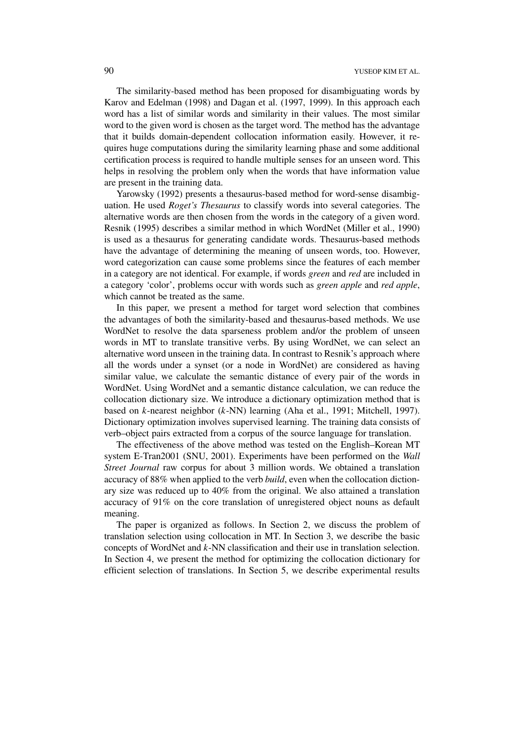The similarity-based method has been proposed for disambiguating words by Karov and Edelman (1998) and Dagan et al. (1997, 1999). In this approach each word has a list of similar words and similarity in their values. The most similar word to the given word is chosen as the target word. The method has the advantage that it builds domain-dependent collocation information easily. However, it requires huge computations during the similarity learning phase and some additional certification process is required to handle multiple senses for an unseen word. This helps in resolving the problem only when the words that have information value are present in the training data.

Yarowsky (1992) presents a thesaurus-based method for word-sense disambiguation. He used *Roget's Thesaurus* to classify words into several categories. The alternative words are then chosen from the words in the category of a given word. Resnik (1995) describes a similar method in which WordNet (Miller et al., 1990) is used as a thesaurus for generating candidate words. Thesaurus-based methods have the advantage of determining the meaning of unseen words, too. However, word categorization can cause some problems since the features of each member in a category are not identical. For example, if words *green* and *red* are included in a category 'color', problems occur with words such as *green apple* and *red apple*, which cannot be treated as the same.

In this paper, we present a method for target word selection that combines the advantages of both the similarity-based and thesaurus-based methods. We use WordNet to resolve the data sparseness problem and/or the problem of unseen words in MT to translate transitive verbs. By using WordNet, we can select an alternative word unseen in the training data. In contrast to Resnik's approach where all the words under a synset (or a node in WordNet) are considered as having similar value, we calculate the semantic distance of every pair of the words in WordNet. Using WordNet and a semantic distance calculation, we can reduce the collocation dictionary size. We introduce a dictionary optimization method that is based on $k$-nearest neighbor ($k$-NN) learning (Aha et al., 1991; Mitchell, 1997). Dictionary optimization involves supervised learning. The training data consists of verb–object pairs extracted from a corpus of the source language for translation.

The effectiveness of the above method was tested on the English–Korean MT system E-Tran2001 (SNU, 2001). Experiments have been performed on the *Wall Street Journal* raw corpus for about 3 million words. We obtained a translation accuracy of 88% when applied to the verb *build*, even when the collocation dictionary size was reduced up to 40% from the original. We also attained a translation accuracy of 91% on the core translation of unregistered object nouns as default meaning.

The paper is organized as follows. In Section 2, we discuss the problem of translation selection using collocation in MT. In Section 3, we describe the basic concepts of WordNet and $k$-NN classification and their use in translation selection. In Section 4, we present the method for optimizing the collocation dictionary for efficient selection of translations. In Section 5, we describe experimental results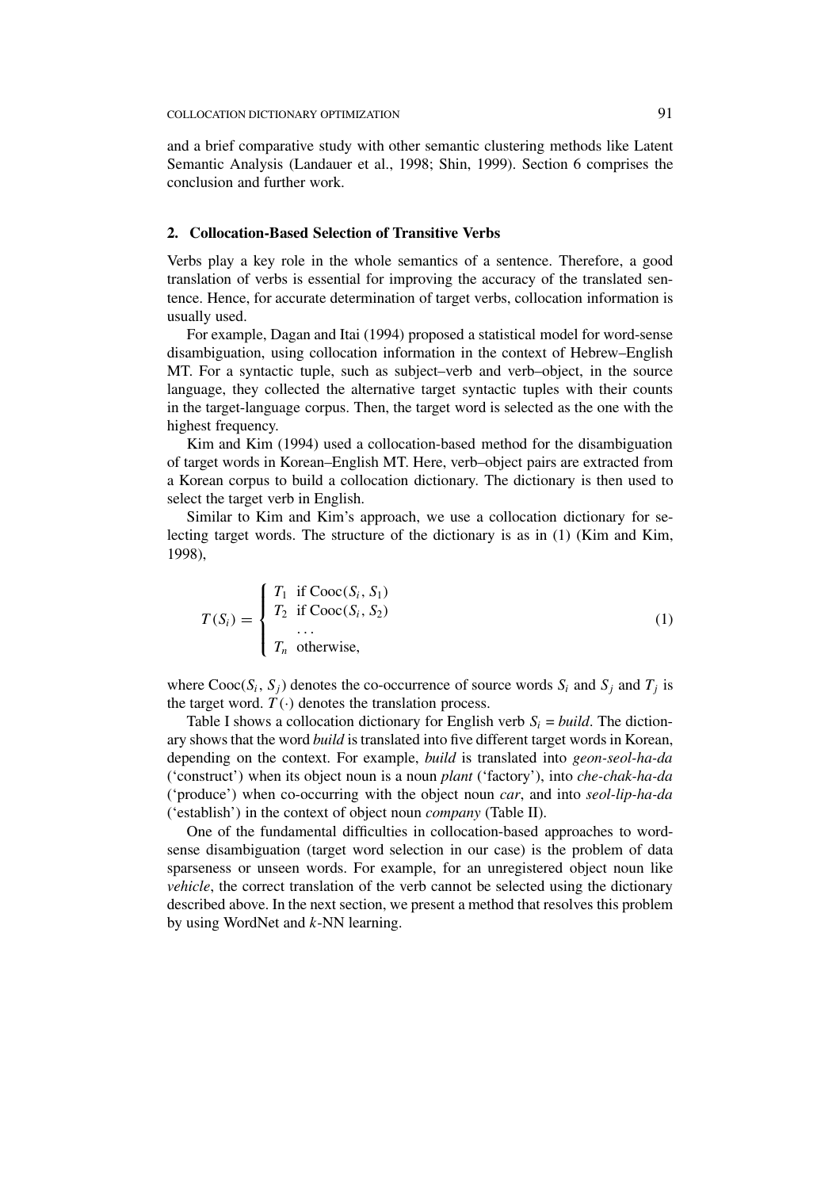and a brief comparative study with other semantic clustering methods like Latent Semantic Analysis (Landauer et al., 1998; Shin, 1999). Section 6 comprises the conclusion and further work.

## 2. Collocation-Based Selection of Transitive Verbs

Verbs play a key role in the whole semantics of a sentence. Therefore, a good translation of verbs is essential for improving the accuracy of the translated sentence. Hence, for accurate determination of target verbs, collocation information is usually used.

For example, Dagan and Itai (1994) proposed a statistical model for word-sense disambiguation, using collocation information in the context of Hebrew–English MT. For a syntactic tuple, such as subject–verb and verb–object, in the source language, they collected the alternative target syntactic tuples with their counts in the target-language corpus. Then, the target word is selected as the one with the highest frequency.

Kim and Kim (1994) used a collocation-based method for the disambiguation of target words in Korean–English MT. Here, verb–object pairs are extracted from a Korean corpus to build a collocation dictionary. The dictionary is then used to select the target verb in English.

Similar to Kim and Kim's approach, we use a collocation dictionary for selecting target words. The structure of the dictionary is as in (1) (Kim and Kim, 1998),

$$T(S_i) = \begin{cases} T_1 & \text{if } \mathrm{Cooc}(S_i, S_1) \\ T_2 & \text{if } \mathrm{Cooc}(S_i, S_2) \\ & \dots \\ T_n & \text{otherwise,} \end{cases} \tag{1}$$

where $\mathrm{Cooc}(S_i, S_j)$ denotes the co-occurrence of source words $S_i$ and $S_j$ and $T_j$ is the target word. $T(\cdot)$ denotes the translation process.

Table I shows a collocation dictionary for English verb $S_i$ = *build*. The dictionary shows that the word *build* is translated into five different target words in Korean, depending on the context. For example, *build* is translated into *geon-seol-ha-da* ('construct') when its object noun is a noun *plant* ('factory'), into *che-chak-ha-da* ('produce') when co-occurring with the object noun *car*, and into *seol-lip-ha-da* ('establish') in the context of object noun *company* (Table II).

One of the fundamental difficulties in collocation-based approaches to word-sense disambiguation (target word selection in our case) is the problem of data sparseness or unseen words. For example, for an unregistered object noun like *vehicle*, the correct translation of the verb cannot be selected using the dictionary described above. In the next section, we present a method that resolves this problem by using WordNet and $k$-NN learning.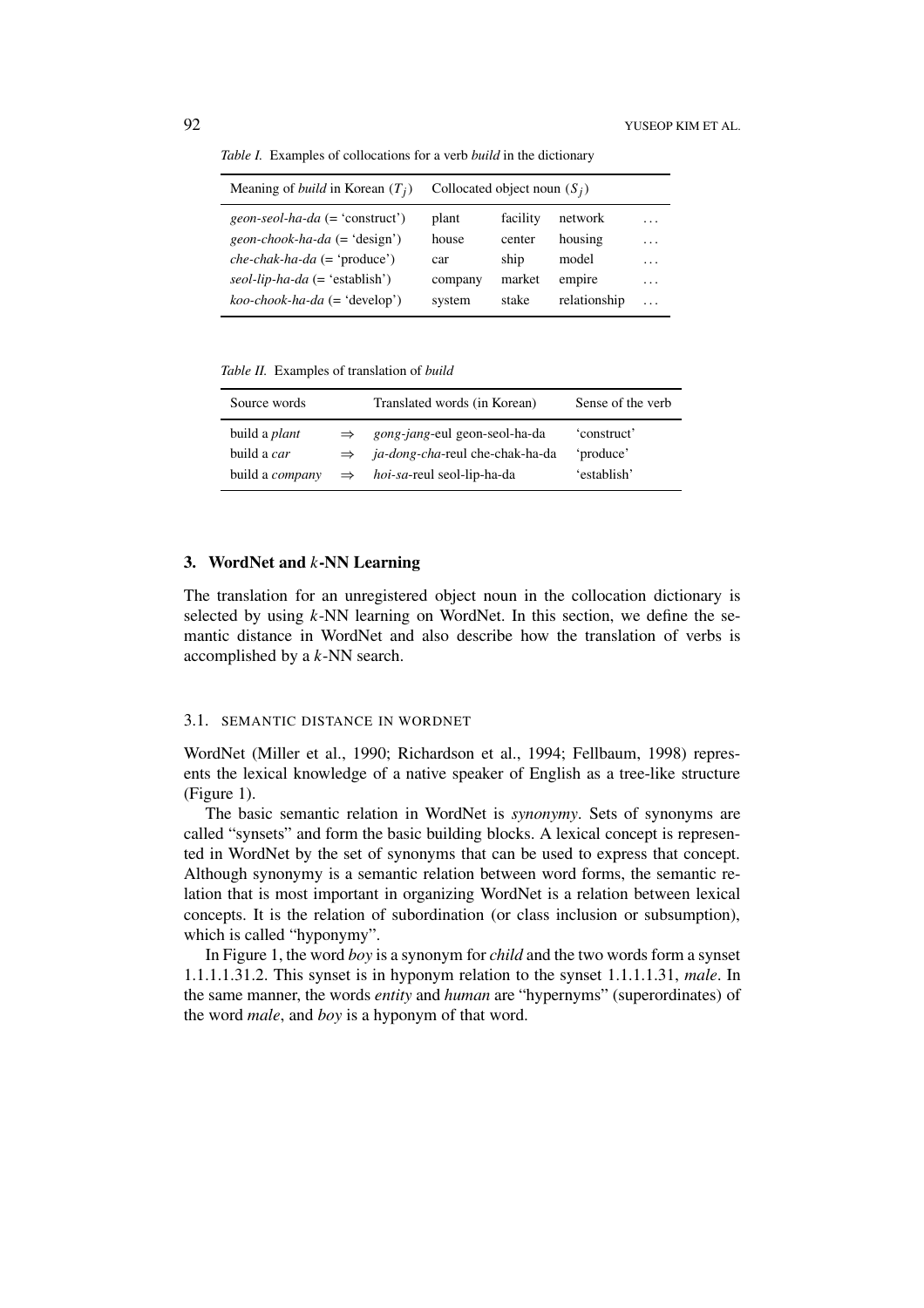*Table I.* Examples of collocations for a verb *build* in the dictionary

| Meaning of *build* in Korean ($T_j$) | Collocated object noun ($S_j$) | | | |
|---|---|---|---|---|
| *geon-seol-ha-da* (= 'construct') | plant | facility | network | ... |
| *geon-chook-ha-da* (= 'design') | house | center | housing | ... |
| *che-chak-ha-da* (= 'produce') | car | ship | model | ... |
| *seol-lip-ha-da* (= 'establish') | company | market | empire | ... |
| *koo-chook-ha-da* (= 'develop') | system | stake | relationship | ... |

*Table II.* Examples of translation of *build*

| Source words | | Translated words (in Korean) | Sense of the verb |
|---|---|---|---|
| build a *plant* | $\Rightarrow$ | *gong-jang*-eul geon-seol-ha-da | 'construct' |
| build a *car* | $\Rightarrow$ | *ja-dong-cha*-reul che-chak-ha-da | 'produce' |
| build a *company* | $\Rightarrow$ | *hoi-sa*-reul seol-lip-ha-da | 'establish' |

## 3. WordNet and $k$-NN Learning

The translation for an unregistered object noun in the collocation dictionary is selected by using $k$-NN learning on WordNet. In this section, we define the semantic distance in WordNet and also describe how the translation of verbs is accomplished by a $k$-NN search.

### 3.1. SEMANTIC DISTANCE IN WORDNET

WordNet (Miller et al., 1990; Richardson et al., 1994; Fellbaum, 1998) represents the lexical knowledge of a native speaker of English as a tree-like structure (Figure 1).

The basic semantic relation in WordNet is *synonymy*. Sets of synonyms are called "synsets" and form the basic building blocks. A lexical concept is represented in WordNet by the set of synonyms that can be used to express that concept. Although synonymy is a semantic relation between word forms, the semantic relation that is most important in organizing WordNet is a relation between lexical concepts. It is the relation of subordination (or class inclusion or subsumption), which is called "hyponymy".

In Figure 1, the word *boy* is a synonym for *child* and the two words form a synset 1.1.1.1.31.2. This synset is in hyponym relation to the synset 1.1.1.1.31, *male*. In the same manner, the words *entity* and *human* are "hypernyms" (superordinates) of the word *male*, and *boy* is a hyponym of that word.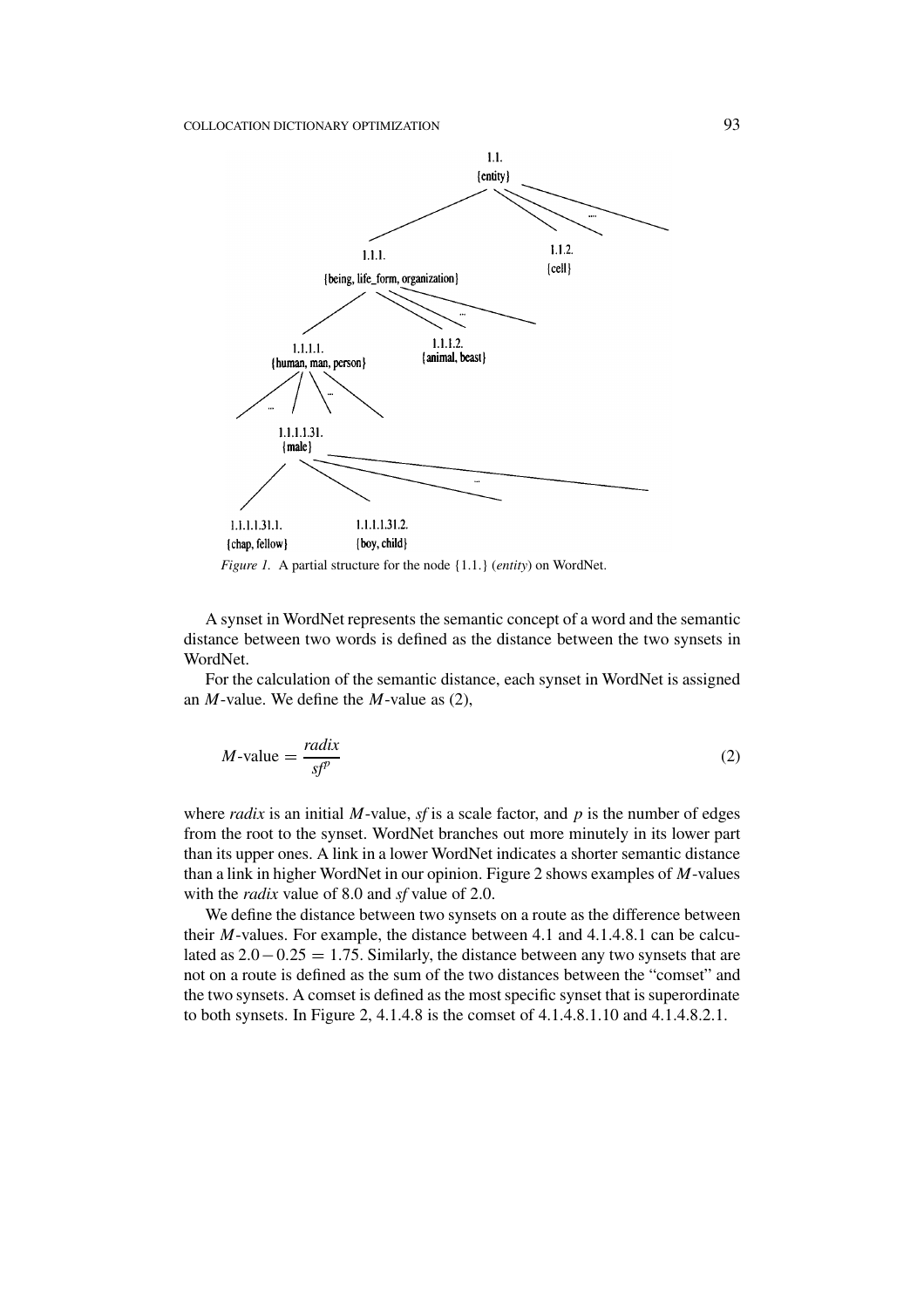*Figure 1.* A partial structure for the node {1.1.} (*entity*) on WordNet.

A synset in WordNet represents the semantic concept of a word and the semantic distance between two words is defined as the distance between the two synsets in WordNet.

For the calculation of the semantic distance, each synset in WordNet is assigned an $M$-value. We define the $M$-value as (2),

$$M\text{-value} = \frac{radix}{sf^{p}} \tag{2}$$

where *radix* is an initial $M$-value, *sf* is a scale factor, and $p$ is the number of edges from the root to the synset. WordNet branches out more minutely in its lower part than its upper ones. A link in a lower WordNet indicates a shorter semantic distance than a link in higher WordNet in our opinion. Figure 2 shows examples of $M$-values with the *radix* value of 8.0 and *sf* value of 2.0.

We define the distance between two synsets on a route as the difference between their $M$-values. For example, the distance between 4.1 and 4.1.4.8.1 can be calculated as $2.0 - 0.25 = 1.75$. Similarly, the distance between any two synsets that are not on a route is defined as the sum of the two distances between the "comset" and the two synsets. A comset is defined as the most specific synset that is superordinate to both synsets. In Figure 2, 4.1.4.8 is the comset of 4.1.4.8.1.10 and 4.1.4.8.2.1.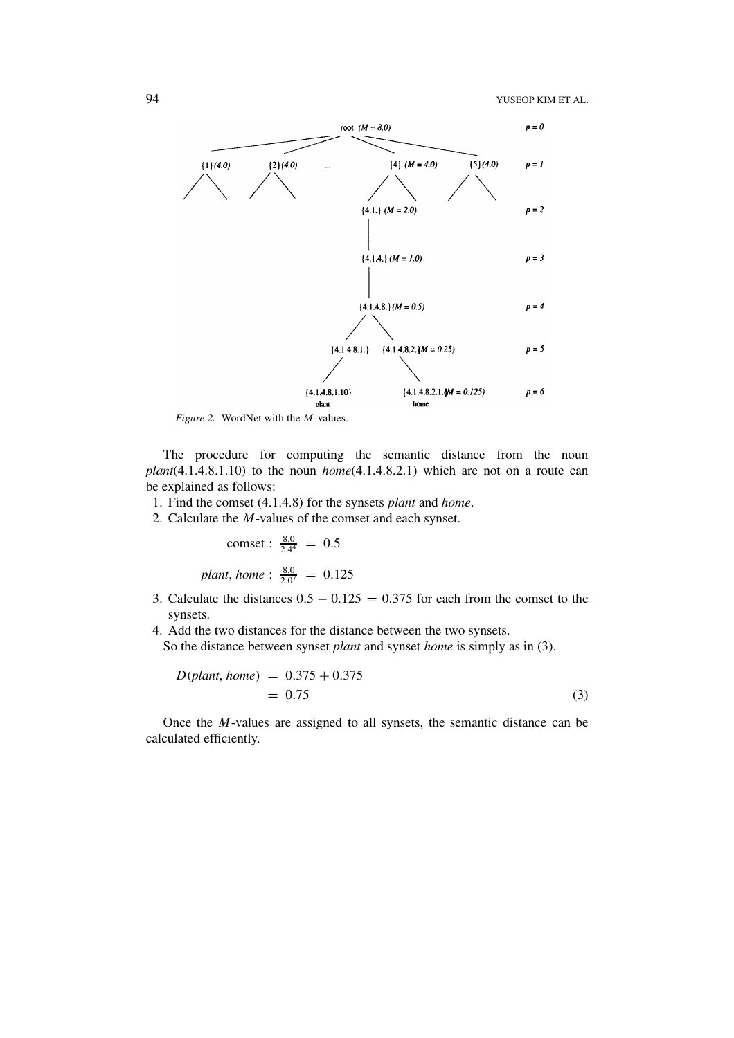*Figure 2.* WordNet with the $M$-values.

The procedure for computing the semantic distance from the noun *plant*(4.1.4.8.1.10) to the noun *home*(4.1.4.8.2.1) which are not on a route can be explained as follows:

1. Find the comset (4.1.4.8) for the synsets *plant* and *home*.
2. Calculate the $M$-values of the comset and each synset.

$$\text{comset} : \frac{8.0}{2.4^4} = 0.5$$

$$\textit{plant}, \textit{home} : \frac{8.0}{2.0^7} = 0.125$$

3. Calculate the distances $0.5 - 0.125 = 0.375$ for each from the comset to the synsets.
4. Add the two distances for the distance between the two synsets.

So the distance between synset *plant* and synset *home* is simply as in (3).

$$D(\textit{plant}, \textit{home}) = 0.375 + 0.375 = 0.75 \quad (3)$$

Once the $M$-values are assigned to all synsets, the semantic distance can be calculated efficiently.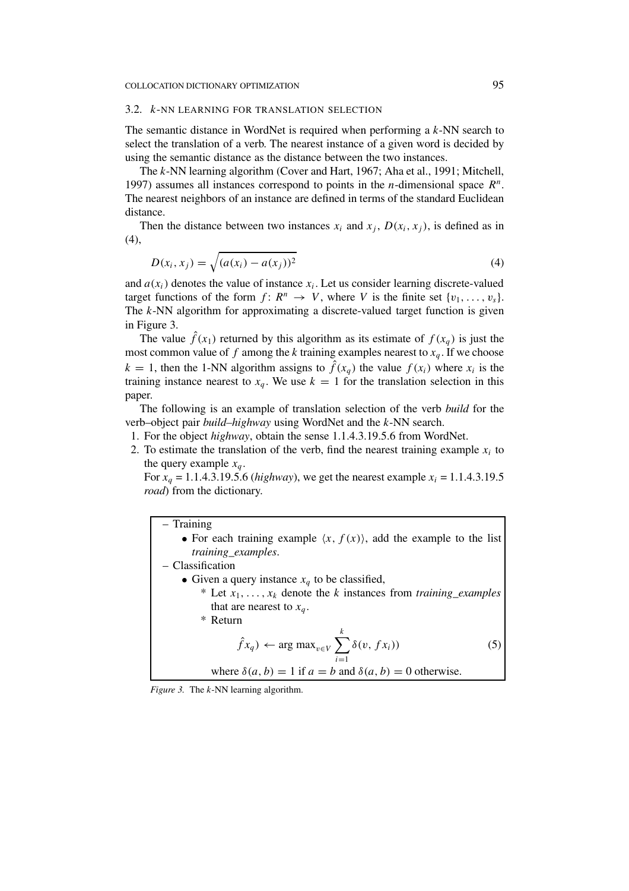### 3.2. $k$-NN LEARNING FOR TRANSLATION SELECTION

The semantic distance in WordNet is required when performing a $k$-NN search to select the translation of a verb. The nearest instance of a given word is decided by using the semantic distance as the distance between the two instances.

The $k$-NN learning algorithm (Cover and Hart, 1967; Aha et al., 1991; Mitchell, 1997) assumes all instances correspond to points in the $n$-dimensional space $R^n$. The nearest neighbors of an instance are defined in terms of the standard Euclidean distance.

Then the distance between two instances $x_i$ and $x_j$, $D(x_i, x_j)$, is defined as in (4),

$$D(x_i, x_j) = \sqrt{(a(x_i) - a(x_j))^2} \tag{4}$$

and $a(x_i)$ denotes the value of instance $x_i$. Let us consider learning discrete-valued target functions of the form $f\colon R^n \to V$, where $V$ is the finite set $\{v_1, \ldots, v_s\}$. The $k$-NN algorithm for approximating a discrete-valued target function is given in Figure 3.

The value $\hat{f}(x_1)$ returned by this algorithm as its estimate of $f(x_q)$ is just the most common value of $f$ among the $k$ training examples nearest to $x_q$. If we choose $k = 1$, then the 1-NN algorithm assigns to $\hat{f}(x_q)$ the value $f(x_i)$ where $x_i$ is the training instance nearest to $x_q$. We use $k = 1$ for the translation selection in this paper.

The following is an example of translation selection of the verb *build* for the verb–object pair *build–highway* using WordNet and the $k$-NN search.

1. For the object *highway*, obtain the sense 1.1.4.3.19.5.6 from WordNet.
2. To estimate the translation of the verb, find the nearest training example $x_i$ to the query example $x_q$.
   For $x_q$ = 1.1.4.3.19.5.6 (*highway*), we get the nearest example $x_i$ = 1.1.4.3.19.5 *road*) from the dictionary.

– Training
- For each training example $\langle x, f(x)\rangle$, add the example to the list *training_examples*.

– Classification
- Given a query instance $x_q$ to be classified,
  - Let $x_1, \ldots, x_k$ denote the $k$ instances from *training_examples* that are nearest to $x_q$.
  - Return

$$\hat{f} x_q) \leftarrow \arg\max_{v \in V} \sum_{i=1}^{k} \delta(v,\, f x_i)) \tag{5}$$

where $\delta(a, b) = 1$ if $a = b$ and $\delta(a, b) = 0$ otherwise.

*Figure 3.* The $k$-NN learning algorithm.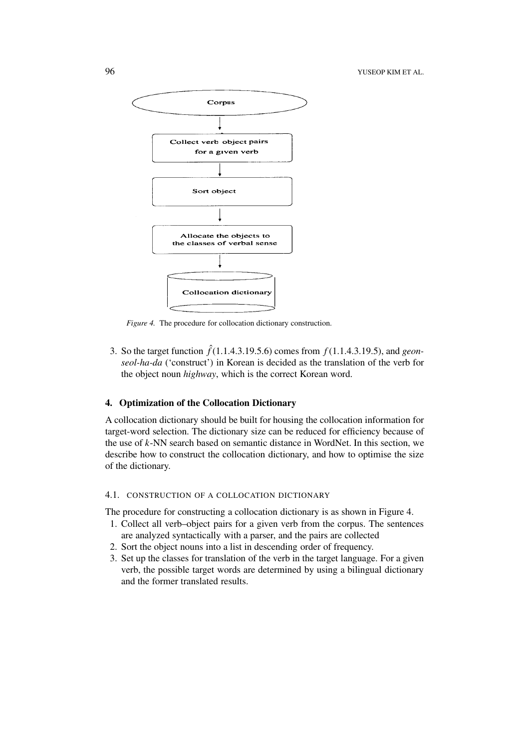Corpus

Collect verb object pairs for a given verb

Sort object

Allocate the objects to the classes of verbal sense

Collocation dictionary

*Figure 4.* The procedure for collocation dictionary construction.

3. So the target function $\hat{f}(1.1.4.3.19.5.6)$ comes from $f(1.1.4.3.19.5)$, and *geon-seol-ha-da* ('construct') in Korean is decided as the translation of the verb for the object noun *highway*, which is the correct Korean word.

## 4. Optimization of the Collocation Dictionary

A collocation dictionary should be built for housing the collocation information for target-word selection. The dictionary size can be reduced for efficiency because of the use of $k$-NN search based on semantic distance in WordNet. In this section, we describe how to construct the collocation dictionary, and how to optimise the size of the dictionary.

### 4.1. CONSTRUCTION OF A COLLOCATION DICTIONARY

The procedure for constructing a collocation dictionary is as shown in Figure 4.

1. Collect all verb–object pairs for a given verb from the corpus. The sentences are analyzed syntactically with a parser, and the pairs are collected
2. Sort the object nouns into a list in descending order of frequency.
3. Set up the classes for translation of the verb in the target language. For a given verb, the possible target words are determined by using a bilingual dictionary and the former translated results.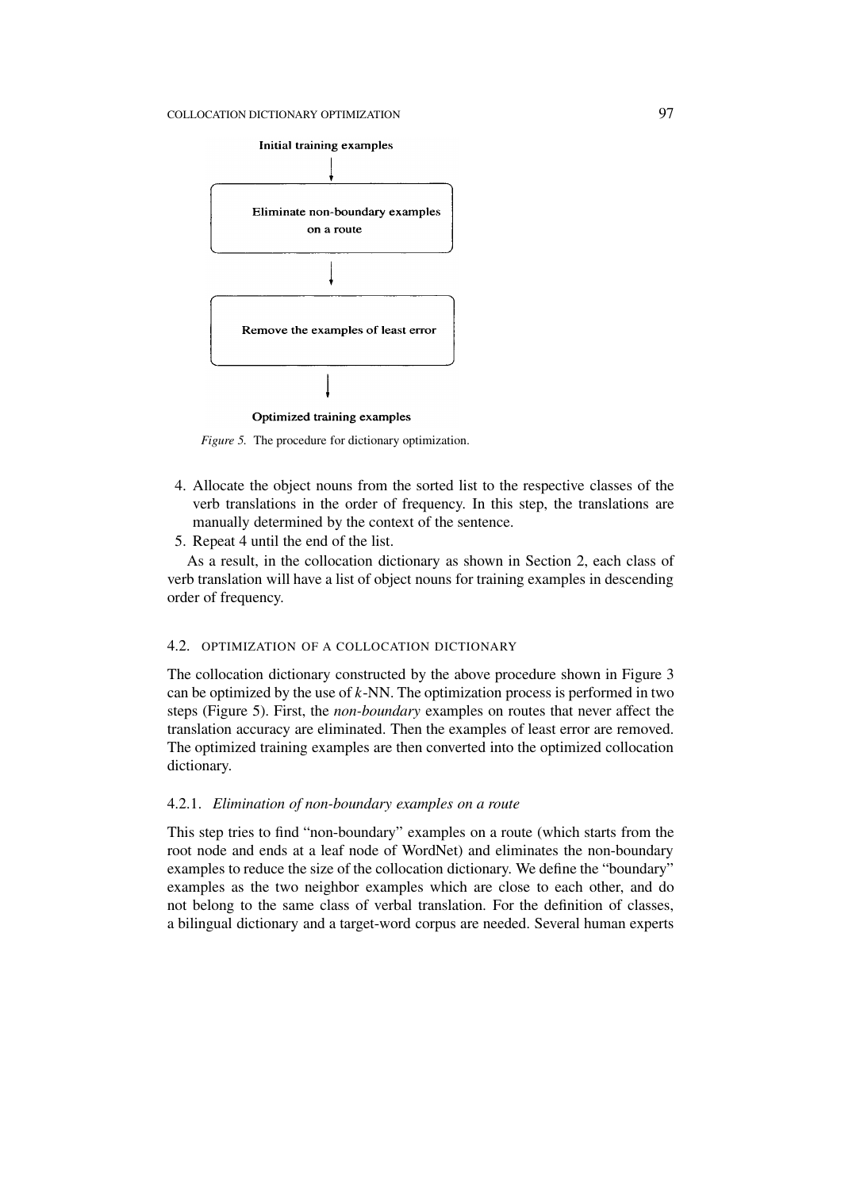Initial training examples

↓

Eliminate non-boundary examples on a route

↓

Remove the examples of least error

↓

Optimized training examples

*Figure 5.* The procedure for dictionary optimization.

4. Allocate the object nouns from the sorted list to the respective classes of the verb translations in the order of frequency. In this step, the translations are manually determined by the context of the sentence.
5. Repeat 4 until the end of the list.

As a result, in the collocation dictionary as shown in Section 2, each class of verb translation will have a list of object nouns for training examples in descending order of frequency.

### 4.2. OPTIMIZATION OF A COLLOCATION DICTIONARY

The collocation dictionary constructed by the above procedure shown in Figure 3 can be optimized by the use of $k$-NN. The optimization process is performed in two steps (Figure 5). First, the *non-boundary* examples on routes that never affect the translation accuracy are eliminated. Then the examples of least error are removed. The optimized training examples are then converted into the optimized collocation dictionary.

#### 4.2.1. *Elimination of non-boundary examples on a route*

This step tries to find "non-boundary" examples on a route (which starts from the root node and ends at a leaf node of WordNet) and eliminates the non-boundary examples to reduce the size of the collocation dictionary. We define the "boundary" examples as the two neighbor examples which are close to each other, and do not belong to the same class of verbal translation. For the definition of classes, a bilingual dictionary and a target-word corpus are needed. Several human experts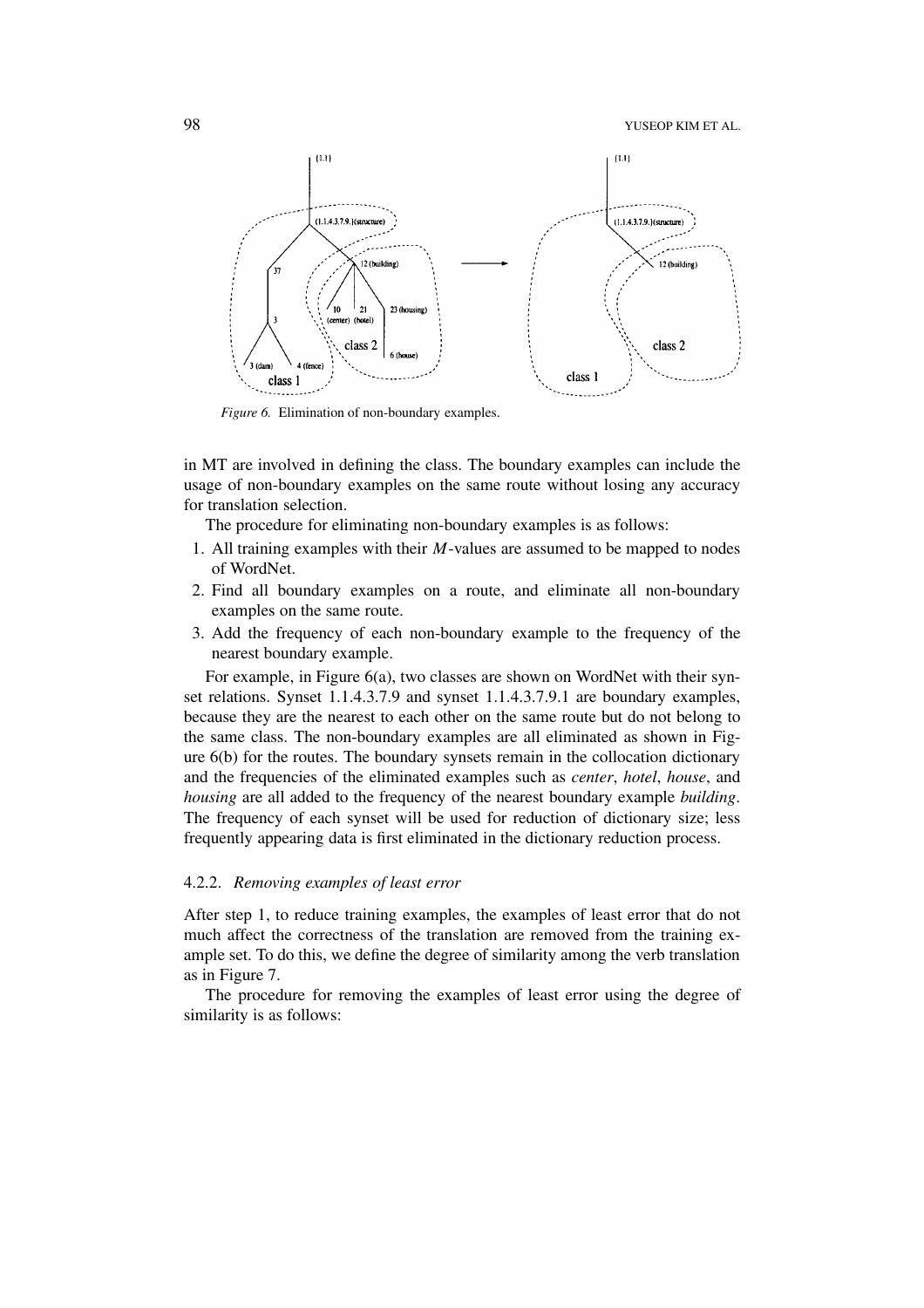*Figure 6.* Elimination of non-boundary examples.

in MT are involved in defining the class. The boundary examples can include the usage of non-boundary examples on the same route without losing any accuracy for translation selection.

The procedure for eliminating non-boundary examples is as follows:

1. All training examples with their $M$-values are assumed to be mapped to nodes of WordNet.
2. Find all boundary examples on a route, and eliminate all non-boundary examples on the same route.
3. Add the frequency of each non-boundary example to the frequency of the nearest boundary example.

For example, in Figure 6(a), two classes are shown on WordNet with their synset relations. Synset 1.1.4.3.7.9 and synset 1.1.4.3.7.9.1 are boundary examples, because they are the nearest to each other on the same route but do not belong to the same class. The non-boundary examples are all eliminated as shown in Figure 6(b) for the routes. The boundary synsets remain in the collocation dictionary and the frequencies of the eliminated examples such as *center*, *hotel*, *house*, and *housing* are all added to the frequency of the nearest boundary example *building*. The frequency of each synset will be used for reduction of dictionary size; less frequently appearing data is first eliminated in the dictionary reduction process.

#### 4.2.2. *Removing examples of least error*

After step 1, to reduce training examples, the examples of least error that do not much affect the correctness of the translation are removed from the training example set. To do this, we define the degree of similarity among the verb translation as in Figure 7.

The procedure for removing the examples of least error using the degree of similarity is as follows: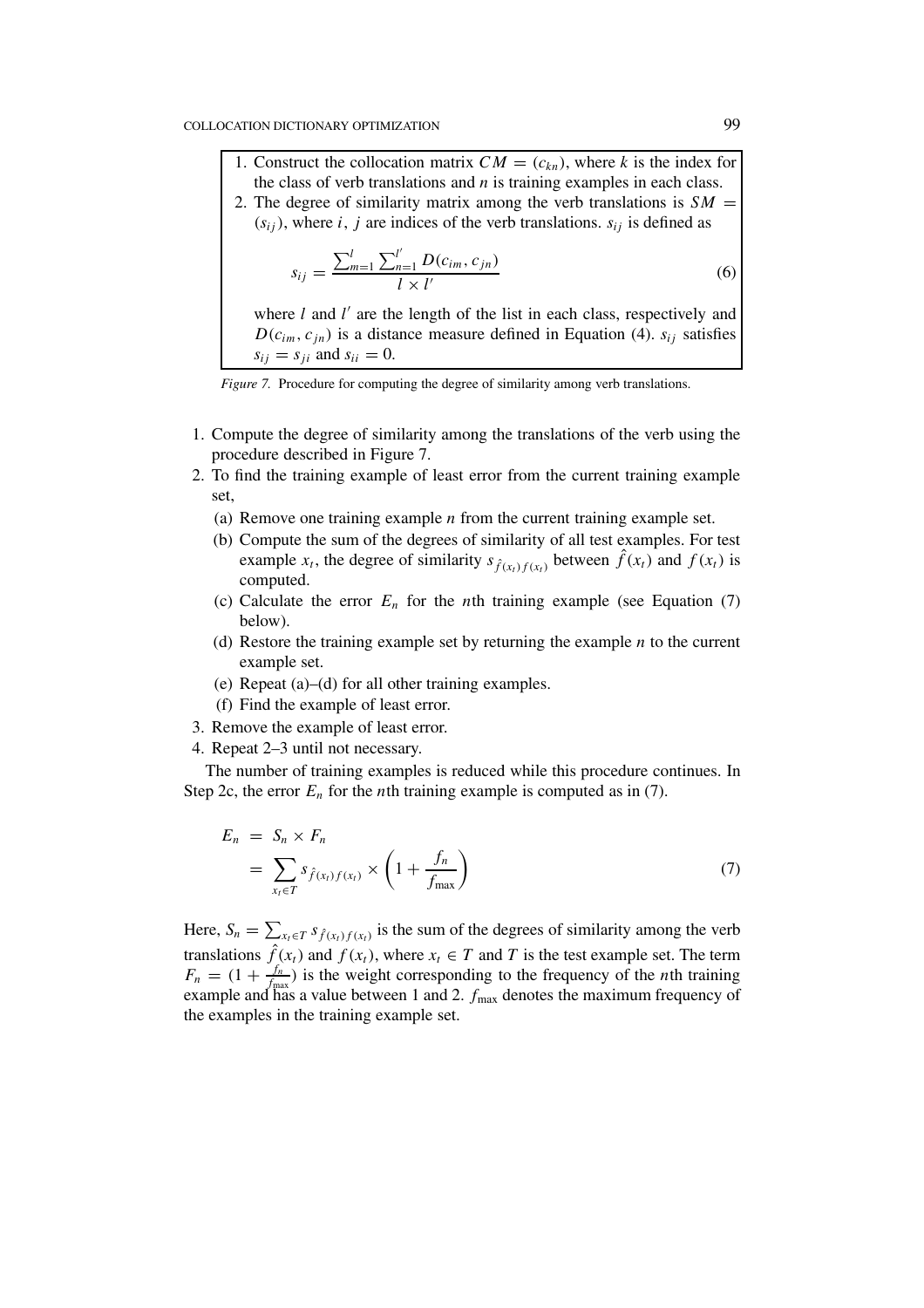1. Construct the collocation matrix $CM = (c_{kn})$, where $k$ is the index for the class of verb translations and $n$ is training examples in each class.
2. The degree of similarity matrix among the verb translations is $SM = (s_{ij})$, where $i$, $j$ are indices of the verb translations. $s_{ij}$ is defined as

$$s_{ij} = \frac{\sum_{m=1}^{l} \sum_{n=1}^{l'} D(c_{im}, c_{jn})}{l \times l'} \tag{6}$$

where $l$ and $l'$ are the length of the list in each class, respectively and $D(c_{im}, c_{jn})$ is a distance measure defined in Equation (4). $s_{ij}$ satisfies $s_{ij} = s_{ji}$ and $s_{ii} = 0$.

*Figure 7.* Procedure for computing the degree of similarity among verb translations.

1. Compute the degree of similarity among the translations of the verb using the procedure described in Figure 7.
2. To find the training example of least error from the current training example set,
   (a) Remove one training example $n$ from the current training example set.
   (b) Compute the sum of the degrees of similarity of all test examples. For test example $x_t$, the degree of similarity $s_{\hat{f}(x_t)f(x_t)}$ between $\hat{f}(x_t)$ and $f(x_t)$ is computed.
   (c) Calculate the error $E_n$ for the $n$th training example (see Equation (7) below).
   (d) Restore the training example set by returning the example $n$ to the current example set.
   (e) Repeat (a)–(d) for all other training examples.
   (f) Find the example of least error.
3. Remove the example of least error.
4. Repeat 2–3 until not necessary.

The number of training examples is reduced while this procedure continues. In Step 2c, the error $E_n$ for the $n$th training example is computed as in (7).

$$\begin{aligned} E_n &= S_n \times F_n \\ &= \sum_{x_t \in T} s_{\hat{f}(x_t)f(x_t)} \times \left(1 + \frac{f_n}{f_{\max}}\right) \end{aligned} \tag{7}$$

Here, $S_n = \sum_{x_t \in T} s_{\hat{f}(x_t)f(x_t)}$ is the sum of the degrees of similarity among the verb translations $\hat{f}(x_t)$ and $f(x_t)$, where $x_t \in T$ and $T$ is the test example set. The term $F_n = (1 + \frac{f_n}{f_{\max}})$ is the weight corresponding to the frequency of the $n$th training example and has a value between 1 and 2. $f_{\max}$ denotes the maximum frequency of the examples in the training example set.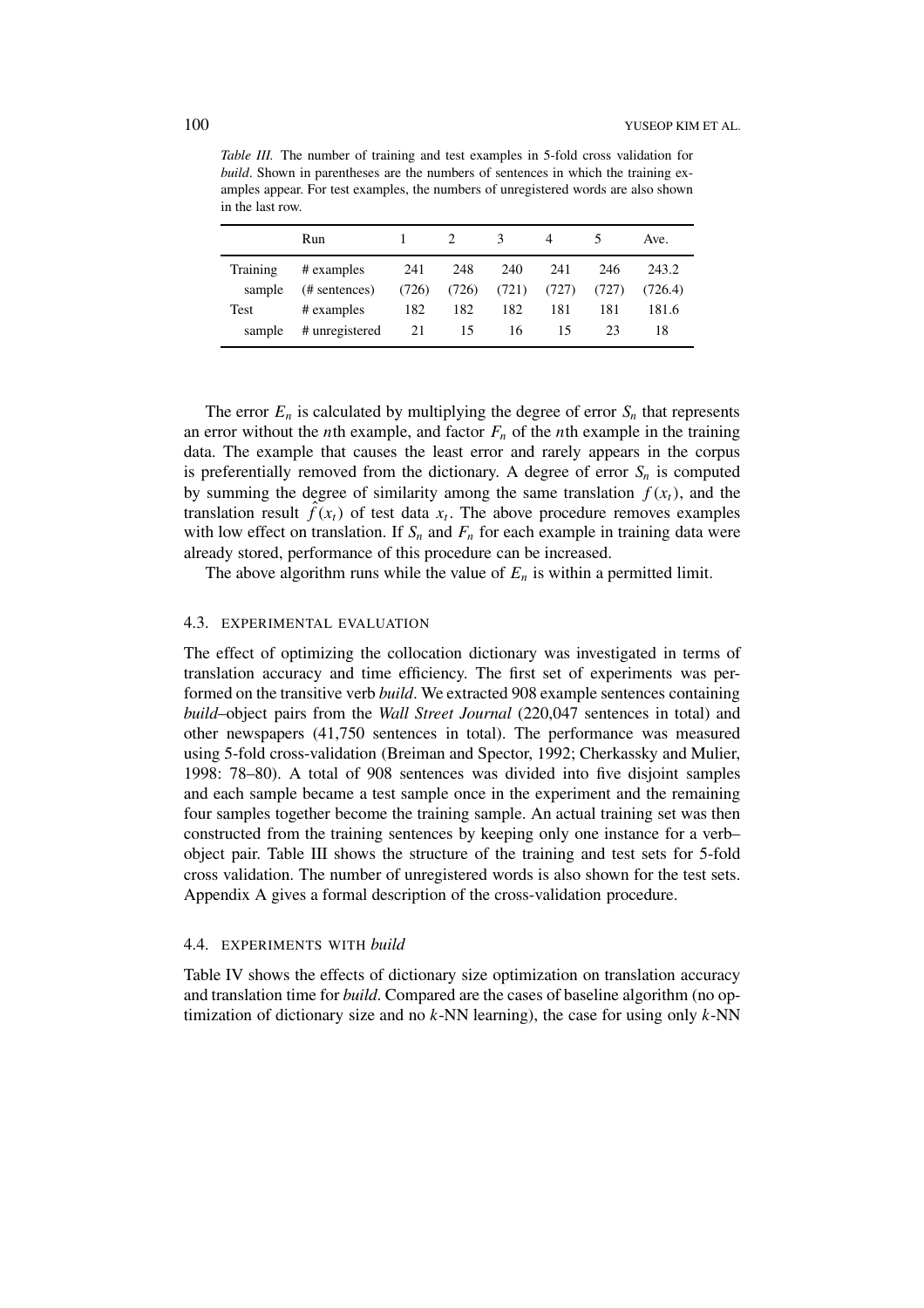*Table III.* The number of training and test examples in 5-fold cross validation for *build*. Shown in parentheses are the numbers of sentences in which the training examples appear. For test examples, the numbers of unregistered words are also shown in the last row.

| | Run | 1 | 2 | 3 | 4 | 5 | Ave. |
|---|---|---|---|---|---|---|---|
| Training | # examples | 241 | 248 | 240 | 241 | 246 | 243.2 |
| sample | (# sentences) | (726) | (726) | (721) | (727) | (727) | (726.4) |
| Test | # examples | 182 | 182 | 182 | 181 | 181 | 181.6 |
| sample | # unregistered | 21 | 15 | 16 | 15 | 23 | 18 |

The error $E_n$ is calculated by multiplying the degree of error $S_n$ that represents an error without the $n$th example, and factor $F_n$ of the $n$th example in the training data. The example that causes the least error and rarely appears in the corpus is preferentially removed from the dictionary. A degree of error $S_n$ is computed by summing the degree of similarity among the same translation $f(x_t)$, and the translation result $\hat{f}(x_t)$ of test data $x_t$. The above procedure removes examples with low effect on translation. If $S_n$ and $F_n$ for each example in training data were already stored, performance of this procedure can be increased.

The above algorithm runs while the value of $E_n$ is within a permitted limit.

### 4.3. EXPERIMENTAL EVALUATION

The effect of optimizing the collocation dictionary was investigated in terms of translation accuracy and time efficiency. The first set of experiments was performed on the transitive verb *build*. We extracted 908 example sentences containing *build*–object pairs from the *Wall Street Journal* (220,047 sentences in total) and other newspapers (41,750 sentences in total). The performance was measured using 5-fold cross-validation (Breiman and Spector, 1992; Cherkassky and Mulier, 1998: 78–80). A total of 908 sentences was divided into five disjoint samples and each sample became a test sample once in the experiment and the remaining four samples together become the training sample. An actual training set was then constructed from the training sentences by keeping only one instance for a verb–object pair. Table III shows the structure of the training and test sets for 5-fold cross validation. The number of unregistered words is also shown for the test sets. Appendix A gives a formal description of the cross-validation procedure.

### 4.4. EXPERIMENTS WITH *build*

Table IV shows the effects of dictionary size optimization on translation accuracy and translation time for *build*. Compared are the cases of baseline algorithm (no optimization of dictionary size and no $k$-NN learning), the case for using only $k$-NN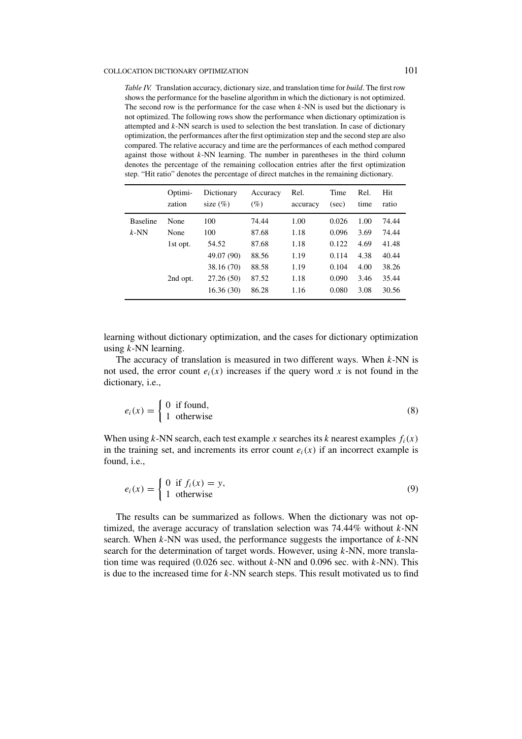*Table IV.* Translation accuracy, dictionary size, and translation time for *build*. The first row shows the performance for the baseline algorithm in which the dictionary is not optimized. The second row is the performance for the case when $k$-NN is used but the dictionary is not optimized. The following rows show the performance when dictionary optimization is attempted and $k$-NN search is used to selection the best translation. In case of dictionary optimization, the performances after the first optimization step and the second step are also compared. The relative accuracy and time are the performances of each method compared against those without $k$-NN learning. The number in parentheses in the third column denotes the percentage of the remaining collocation entries after the first optimization step. "Hit ratio" denotes the percentage of direct matches in the remaining dictionary.

| | Optimization | Dictionary size (%) | Accuracy (%) | Rel. accuracy | Time (sec) | Rel. time | Hit ratio |
|---|---|---|---|---|---|---|---|
| Baseline | None | 100 | 74.44 | 1.00 | 0.026 | 1.00 | 74.44 |
| $k$-NN | None | 100 | 87.68 | 1.18 | 0.096 | 3.69 | 74.44 |
| | 1st opt. | 54.52 | 87.68 | 1.18 | 0.122 | 4.69 | 41.48 |
| | | 49.07 (90) | 88.56 | 1.19 | 0.114 | 4.38 | 40.44 |
| | | 38.16 (70) | 88.58 | 1.19 | 0.104 | 4.00 | 38.26 |
| | 2nd opt. | 27.26 (50) | 87.52 | 1.18 | 0.090 | 3.46 | 35.44 |
| | | 16.36 (30) | 86.28 | 1.16 | 0.080 | 3.08 | 30.56 |

learning without dictionary optimization, and the cases for dictionary optimization using $k$-NN learning.

The accuracy of translation is measured in two different ways. When $k$-NN is not used, the error count $e_i(x)$ increases if the query word $x$ is not found in the dictionary, i.e.,

$$e_i(x) = \begin{cases} 0 & \text{if found,} \\ 1 & \text{otherwise} \end{cases} \tag{8}$$

When using $k$-NN search, each test example $x$ searches its $k$ nearest examples $f_i(x)$ in the training set, and increments its error count $e_i(x)$ if an incorrect example is found, i.e.,

$$e_i(x) = \begin{cases} 0 & \text{if } f_i(x) = y, \\ 1 & \text{otherwise} \end{cases} \tag{9}$$

The results can be summarized as follows. When the dictionary was not optimized, the average accuracy of translation selection was 74.44% without $k$-NN search. When $k$-NN was used, the performance suggests the importance of $k$-NN search for the determination of target words. However, using $k$-NN, more translation time was required (0.026 sec. without $k$-NN and 0.096 sec. with $k$-NN). This is due to the increased time for $k$-NN search steps. This result motivated us to find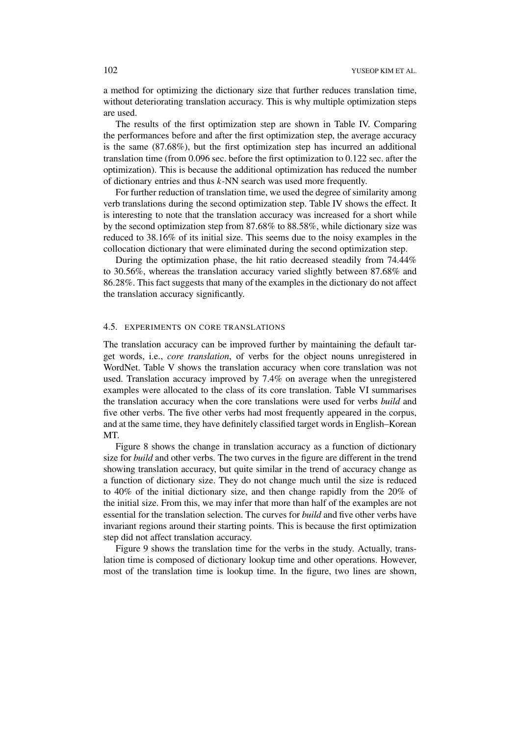a method for optimizing the dictionary size that further reduces translation time, without deteriorating translation accuracy. This is why multiple optimization steps are used.

The results of the first optimization step are shown in Table IV. Comparing the performances before and after the first optimization step, the average accuracy is the same (87.68%), but the first optimization step has incurred an additional translation time (from 0.096 sec. before the first optimization to 0.122 sec. after the optimization). This is because the additional optimization has reduced the number of dictionary entries and thus $k$-NN search was used more frequently.

For further reduction of translation time, we used the degree of similarity among verb translations during the second optimization step. Table IV shows the effect. It is interesting to note that the translation accuracy was increased for a short while by the second optimization step from 87.68% to 88.58%, while dictionary size was reduced to 38.16% of its initial size. This seems due to the noisy examples in the collocation dictionary that were eliminated during the second optimization step.

During the optimization phase, the hit ratio decreased steadily from 74.44% to 30.56%, whereas the translation accuracy varied slightly between 87.68% and 86.28%. This fact suggests that many of the examples in the dictionary do not affect the translation accuracy significantly.

### 4.5. EXPERIMENTS ON CORE TRANSLATIONS

The translation accuracy can be improved further by maintaining the default target words, i.e., *core translation*, of verbs for the object nouns unregistered in WordNet. Table V shows the translation accuracy when core translation was not used. Translation accuracy improved by 7.4% on average when the unregistered examples were allocated to the class of its core translation. Table VI summarises the translation accuracy when the core translations were used for verbs *build* and five other verbs. The five other verbs had most frequently appeared in the corpus, and at the same time, they have definitely classified target words in English–Korean MT.

Figure 8 shows the change in translation accuracy as a function of dictionary size for *build* and other verbs. The two curves in the figure are different in the trend showing translation accuracy, but quite similar in the trend of accuracy change as a function of dictionary size. They do not change much until the size is reduced to 40% of the initial dictionary size, and then change rapidly from the 20% of the initial size. From this, we may infer that more than half of the examples are not essential for the translation selection. The curves for *build* and five other verbs have invariant regions around their starting points. This is because the first optimization step did not affect translation accuracy.

Figure 9 shows the translation time for the verbs in the study. Actually, translation time is composed of dictionary lookup time and other operations. However, most of the translation time is lookup time. In the figure, two lines are shown,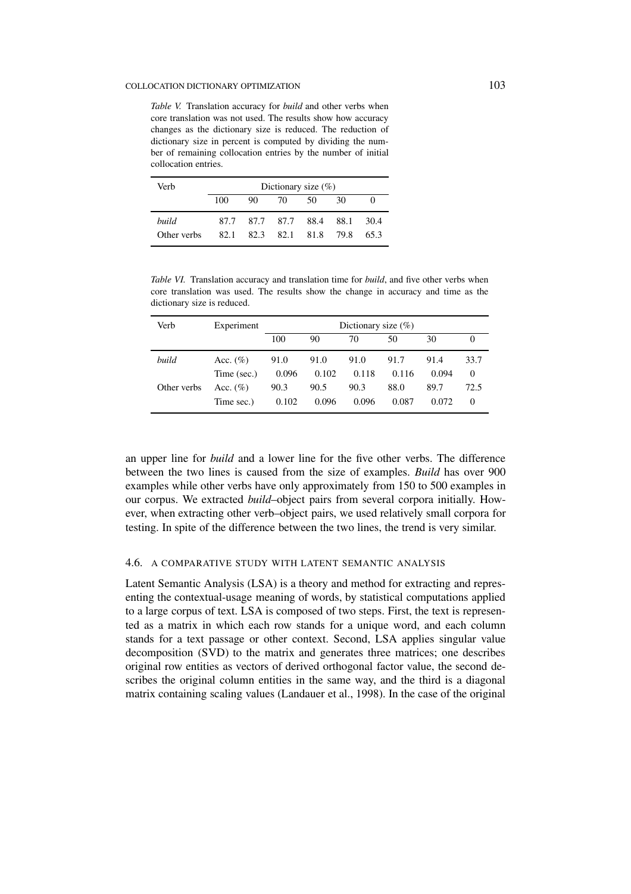*Table V.* Translation accuracy for *build* and other verbs when core translation was not used. The results show how accuracy changes as the dictionary size is reduced. The reduction of dictionary size in percent is computed by dividing the number of remaining collocation entries by the number of initial collocation entries.

| Verb | Dictionary size (%) | | | | | |
|---|---|---|---|---|---|---|
| | 100 | 90 | 70 | 50 | 30 | 0 |
| *build* | 87.7 | 87.7 | 87.7 | 88.4 | 88.1 | 30.4 |
| Other verbs | 82.1 | 82.3 | 82.1 | 81.8 | 79.8 | 65.3 |

*Table VI.* Translation accuracy and translation time for *build*, and five other verbs when core translation was used. The results show the change in accuracy and time as the dictionary size is reduced.

| Verb | Experiment | Dictionary size (%) | | | | | |
|---|---|---|---|---|---|---|---|
| | | 100 | 90 | 70 | 50 | 30 | 0 |
| *build* | Acc. (%) | 91.0 | 91.0 | 91.0 | 91.7 | 91.4 | 33.7 |
| | Time (sec.) | 0.096 | 0.102 | 0.118 | 0.116 | 0.094 | 0 |
| Other verbs | Acc. (%) | 90.3 | 90.5 | 90.3 | 88.0 | 89.7 | 72.5 |
| | Time sec.) | 0.102 | 0.096 | 0.096 | 0.087 | 0.072 | 0 |

an upper line for *build* and a lower line for the five other verbs. The difference between the two lines is caused from the size of examples. *Build* has over 900 examples while other verbs have only approximately from 150 to 500 examples in our corpus. We extracted *build*–object pairs from several corpora initially. However, when extracting other verb–object pairs, we used relatively small corpora for testing. In spite of the difference between the two lines, the trend is very similar.

### 4.6. A COMPARATIVE STUDY WITH LATENT SEMANTIC ANALYSIS

Latent Semantic Analysis (LSA) is a theory and method for extracting and representing the contextual-usage meaning of words, by statistical computations applied to a large corpus of text. LSA is composed of two steps. First, the text is represented as a matrix in which each row stands for a unique word, and each column stands for a text passage or other context. Second, LSA applies singular value decomposition (SVD) to the matrix and generates three matrices; one describes original row entities as vectors of derived orthogonal factor value, the second describes the original column entities in the same way, and the third is a diagonal matrix containing scaling values (Landauer et al., 1998). In the case of the original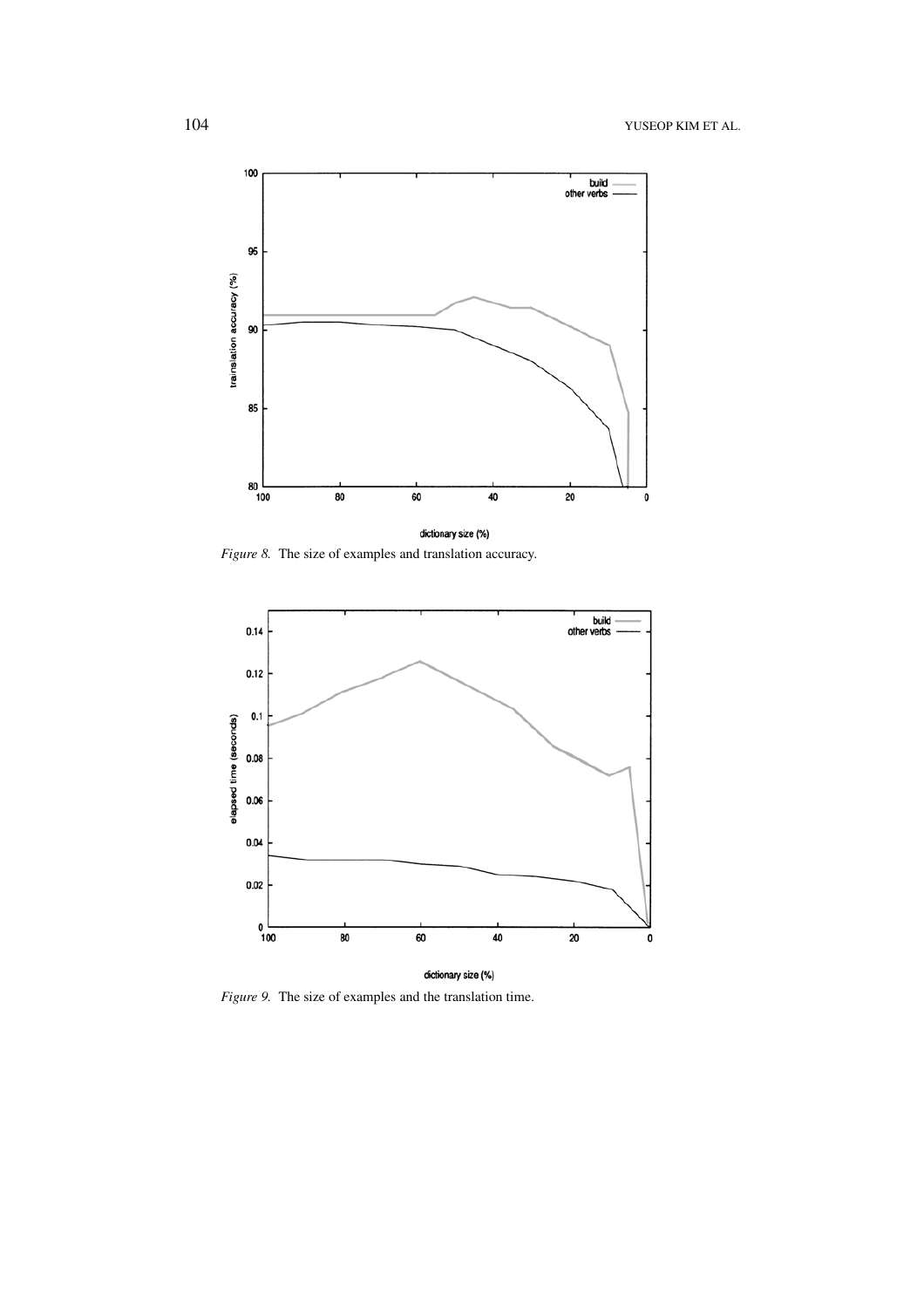*Figure 8.* The size of examples and translation accuracy.

*Figure 9.* The size of examples and the translation time.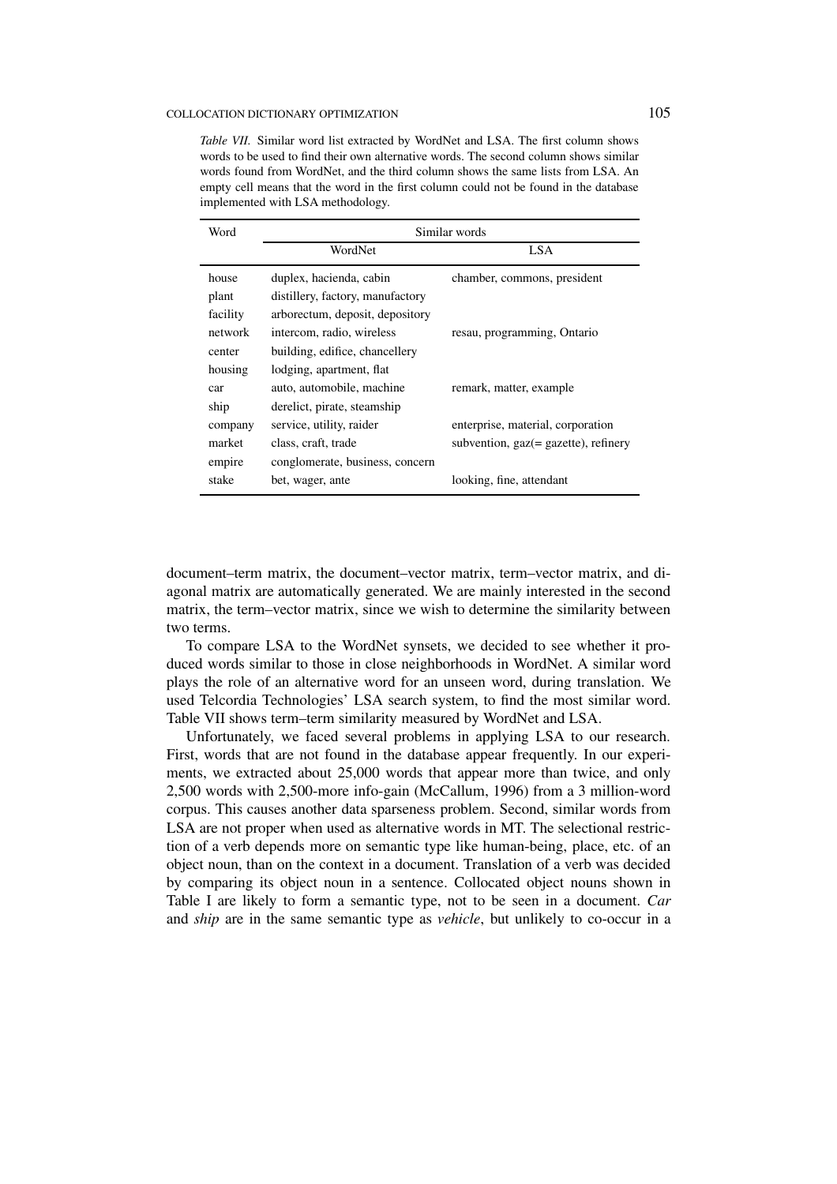*Table VII.* Similar word list extracted by WordNet and LSA. The first column shows words to be used to find their own alternative words. The second column shows similar words found from WordNet, and the third column shows the same lists from LSA. An empty cell means that the word in the first column could not be found in the database implemented with LSA methodology.

| Word | Similar words | |
|---|---|---|
| | WordNet | LSA |
| house | duplex, hacienda, cabin | chamber, commons, president |
| plant | distillery, factory, manufactory | |
| facility | arborectum, deposit, depository | |
| network | intercom, radio, wireless | resau, programming, Ontario |
| center | building, edifice, chancellery | |
| housing | lodging, apartment, flat | |
| car | auto, automobile, machine | remark, matter, example |
| ship | derelict, pirate, steamship | |
| company | service, utility, raider | enterprise, material, corporation |
| market | class, craft, trade | subvention, gaz(= gazette), refinery |
| empire | conglomerate, business, concern | |
| stake | bet, wager, ante | looking, fine, attendant |

document–term matrix, the document–vector matrix, term–vector matrix, and diagonal matrix are automatically generated. We are mainly interested in the second matrix, the term–vector matrix, since we wish to determine the similarity between two terms.

To compare LSA to the WordNet synsets, we decided to see whether it produced words similar to those in close neighborhoods in WordNet. A similar word plays the role of an alternative word for an unseen word, during translation. We used Telcordia Technologies' LSA search system, to find the most similar word. Table VII shows term–term similarity measured by WordNet and LSA.

Unfortunately, we faced several problems in applying LSA to our research. First, words that are not found in the database appear frequently. In our experiments, we extracted about 25,000 words that appear more than twice, and only 2,500 words with 2,500-more info-gain (McCallum, 1996) from a 3 million-word corpus. This causes another data sparseness problem. Second, similar words from LSA are not proper when used as alternative words in MT. The selectional restriction of a verb depends more on semantic type like human-being, place, etc. of an object noun, than on the context in a document. Translation of a verb was decided by comparing its object noun in a sentence. Collocated object nouns shown in Table I are likely to form a semantic type, not to be seen in a document. *Car* and *ship* are in the same semantic type as *vehicle*, but unlikely to co-occur in a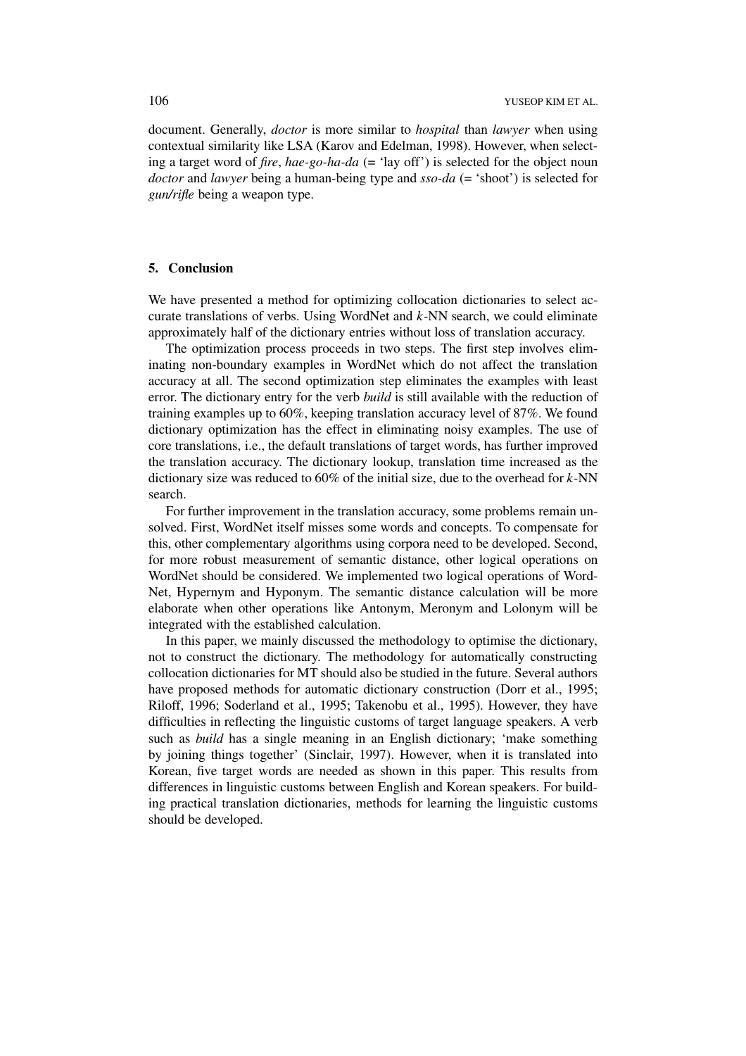document. Generally, *doctor* is more similar to *hospital* than *lawyer* when using contextual similarity like LSA (Karov and Edelman, 1998). However, when selecting a target word of *fire*, *hae-go-ha-da* (= 'lay off') is selected for the object noun *doctor* and *lawyer* being a human-being type and *sso-da* (= 'shoot') is selected for *gun/rifle* being a weapon type.

## 5. Conclusion

We have presented a method for optimizing collocation dictionaries to select accurate translations of verbs. Using WordNet and $k$-NN search, we could eliminate approximately half of the dictionary entries without loss of translation accuracy.

The optimization process proceeds in two steps. The first step involves eliminating non-boundary examples in WordNet which do not affect the translation accuracy at all. The second optimization step eliminates the examples with least error. The dictionary entry for the verb *build* is still available with the reduction of training examples up to 60%, keeping translation accuracy level of 87%. We found dictionary optimization has the effect in eliminating noisy examples. The use of core translations, i.e., the default translations of target words, has further improved the translation accuracy. The dictionary lookup, translation time increased as the dictionary size was reduced to 60% of the initial size, due to the overhead for $k$-NN search.

For further improvement in the translation accuracy, some problems remain unsolved. First, WordNet itself misses some words and concepts. To compensate for this, other complementary algorithms using corpora need to be developed. Second, for more robust measurement of semantic distance, other logical operations on WordNet should be considered. We implemented two logical operations of WordNet, Hypernym and Hyponym. The semantic distance calculation will be more elaborate when other operations like Antonym, Meronym and Lolonym will be integrated with the established calculation.

In this paper, we mainly discussed the methodology to optimise the dictionary, not to construct the dictionary. The methodology for automatically constructing collocation dictionaries for MT should also be studied in the future. Several authors have proposed methods for automatic dictionary construction (Dorr et al., 1995; Riloff, 1996; Soderland et al., 1995; Takenobu et al., 1995). However, they have difficulties in reflecting the linguistic customs of target language speakers. A verb such as *build* has a single meaning in an English dictionary; 'make something by joining things together' (Sinclair, 1997). However, when it is translated into Korean, five target words are needed as shown in this paper. This results from differences in linguistic customs between English and Korean speakers. For building practical translation dictionaries, methods for learning the linguistic customs should be developed.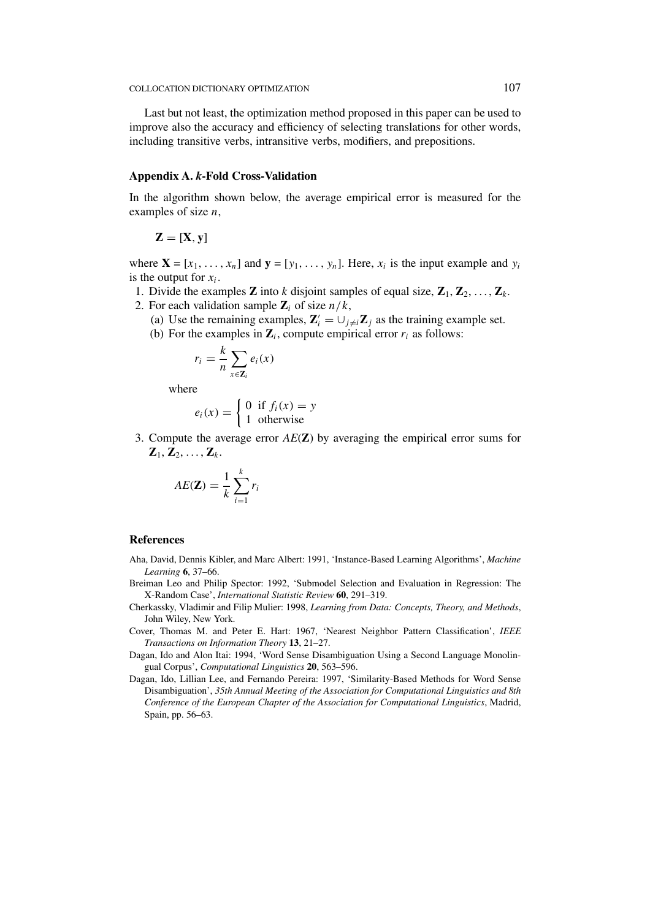Last but not least, the optimization method proposed in this paper can be used to improve also the accuracy and efficiency of selecting translations for other words, including transitive verbs, intransitive verbs, modifiers, and prepositions.

## Appendix A. *k*-Fold Cross-Validation

In the algorithm shown below, the average empirical error is measured for the examples of size $n$,

$$\mathbf{Z} = [\mathbf{X}, \mathbf{y}]$$

where $\mathbf{X} = [x_1, \ldots, x_n]$ and $\mathbf{y} = [y_1, \ldots, y_n]$. Here, $x_i$ is the input example and $y_i$ is the output for $x_i$.

1. Divide the examples $\mathbf{Z}$ into $k$ disjoint samples of equal size, $\mathbf{Z}_1, \mathbf{Z}_2, \ldots, \mathbf{Z}_k$.
2. For each validation sample $\mathbf{Z}_i$ of size $n/k$,
   (a) Use the remaining examples, $\mathbf{Z}'_i = \cup_{j \neq i} \mathbf{Z}_j$ as the training example set.
   (b) For the examples in $\mathbf{Z}_i$, compute empirical error $r_i$ as follows:

   $$r_i = \frac{k}{n} \sum_{x \in \mathbf{Z}_i} e_i(x)$$

   where

   $$e_i(x) = \begin{cases} 0 & \text{if } f_i(x) = y \\ 1 & \text{otherwise} \end{cases}$$

3. Compute the average error $AE(\mathbf{Z})$ by averaging the empirical error sums for $\mathbf{Z}_1, \mathbf{Z}_2, \ldots, \mathbf{Z}_k$.

   $$AE(\mathbf{Z}) = \frac{1}{k} \sum_{i=1}^{k} r_i$$

## References

Aha, David, Dennis Kibler, and Marc Albert: 1991, 'Instance-Based Learning Algorithms', *Machine Learning* **6**, 37–66.

Breiman Leo and Philip Spector: 1992, 'Submodel Selection and Evaluation in Regression: The X-Random Case', *International Statistic Review* **60**, 291–319.

Cherkassky, Vladimir and Filip Mulier: 1998, *Learning from Data: Concepts, Theory, and Methods*, John Wiley, New York.

Cover, Thomas M. and Peter E. Hart: 1967, 'Nearest Neighbor Pattern Classification', *IEEE Transactions on Information Theory* **13**, 21–27.

Dagan, Ido and Alon Itai: 1994, 'Word Sense Disambiguation Using a Second Language Monolingual Corpus', *Computational Linguistics* **20**, 563–596.

Dagan, Ido, Lillian Lee, and Fernando Pereira: 1997, 'Similarity-Based Methods for Word Sense Disambiguation', *35th Annual Meeting of the Association for Computational Linguistics and 8th Conference of the European Chapter of the Association for Computational Linguistics*, Madrid, Spain, pp. 56–63.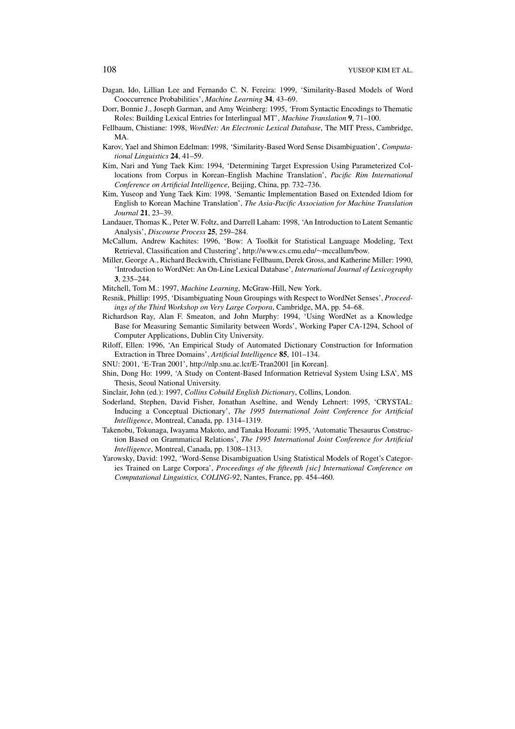Dagan, Ido, Lillian Lee and Fernando C. N. Fereira: 1999, 'Similarity-Based Models of Word Cooccurrence Probabilities', *Machine Learning* **34**, 43–69.

Dorr, Bonnie J., Joseph Garman, and Amy Weinberg: 1995, 'From Syntactic Encodings to Thematic Roles: Building Lexical Entries for Interlingual MT', *Machine Translation* **9**, 71–100.

Fellbaum, Chistiane: 1998, *WordNet: An Electronic Lexical Database*, The MIT Press, Cambridge, MA.

Karov, Yael and Shimon Edelman: 1998, 'Similarity-Based Word Sense Disambiguation', *Computational Linguistics* **24**, 41–59.

Kim, Nari and Yung Taek Kim: 1994, 'Determining Target Expression Using Parameterized Collocations from Corpus in Korean–English Machine Translation', *Pacific Rim International Conference on Artificial Intelligence*, Beijing, China, pp. 732–736.

Kim, Yuseop and Yung Taek Kim: 1998, 'Semantic Implementation Based on Extended Idiom for English to Korean Machine Translation', *The Asia-Pacific Association for Machine Translation Journal* **21**, 23–39.

Landauer, Thomas K., Peter W. Foltz, and Darrell Laham: 1998, 'An Introduction to Latent Semantic Analysis', *Discourse Process* **25**, 259–284.

McCallum, Andrew Kachites: 1996, 'Bow: A Toolkit for Statistical Language Modeling, Text Retrieval, Classification and Clustering', http://www.cs.cmu.edu/∼mccallum/bow.

Miller, George A., Richard Beckwith, Christiane Fellbaum, Derek Gross, and Katherine Miller: 1990, 'Introduction to WordNet: An On-Line Lexical Database', *International Journal of Lexicography* **3**, 235–244.

Mitchell, Tom M.: 1997, *Machine Learning*, McGraw-Hill, New York.

Resnik, Phillip: 1995, 'Disambiguating Noun Groupings with Respect to WordNet Senses', *Proceedings of the Third Workshop on Very Large Corpora*, Cambridge, MA, pp. 54–68.

Richardson Ray, Alan F. Smeaton, and John Murphy: 1994, 'Using WordNet as a Knowledge Base for Measuring Semantic Similarity between Words', Working Paper CA-1294, School of Computer Applications, Dublin City University.

Riloff, Ellen: 1996, 'An Empirical Study of Automated Dictionary Construction for Information Extraction in Three Domains', *Artificial Intelligence* **85**, 101–134.

SNU: 2001, 'E-Tran 2001', http://nlp.snu.ac.lcr/E-Tran2001 [in Korean].

Shin, Dong Ho: 1999, 'A Study on Content-Based Information Retrieval System Using LSA', MS Thesis, Seoul National University.

Sinclair, John (ed.): 1997, *Collins Cobuild English Dictionary*, Collins, London.

Soderland, Stephen, David Fisher, Jonathan Aseltine, and Wendy Lehnert: 1995, 'CRYSTAL: Inducing a Conceptual Dictionary', *The 1995 International Joint Conference for Artificial Intelligence*, Montreal, Canada, pp. 1314–1319.

Takenobu, Tokunaga, Iwayama Makoto, and Tanaka Hozumi: 1995, 'Automatic Thesaurus Construction Based on Grammatical Relations', *The 1995 International Joint Conference for Artificial Intelligence*, Montreal, Canada, pp. 1308–1313.

Yarowsky, David: 1992, 'Word-Sense Disambiguation Using Statistical Models of Roget's Categories Trained on Large Corpora', *Proceedings of the fifteenth [sic] International Conference on Computational Linguistics, COLING-92*, Nantes, France, pp. 454–460.